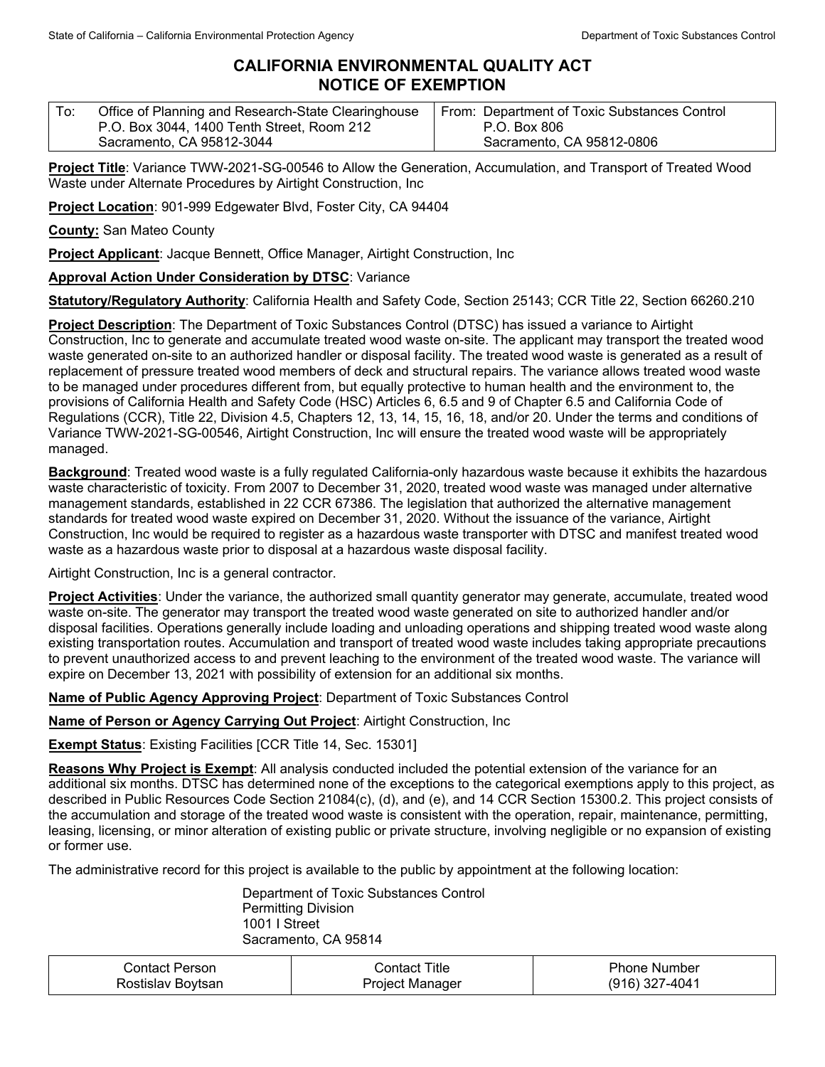State of California – California Environmental Protection Agency | Department of Toxic Substances Control

# CALIFORNIA ENVIRONMENTAL QUALITY ACT
# NOTICE OF EXEMPTION

| To: Office of Planning and Research-State Clearinghouse<br>P.O. Box 3044, 1400 Tenth Street, Room 212<br>Sacramento, CA 95812-3044 | From: Department of Toxic Substances Control<br>P.O. Box 806<br>Sacramento, CA 95812-0806 |
|---|---|

**Project Title**: Variance TWW-2021-SG-00546 to Allow the Generation, Accumulation, and Transport of Treated Wood Waste under Alternate Procedures by Airtight Construction, Inc

**Project Location**: 901-999 Edgewater Blvd, Foster City, CA 94404

**County:** San Mateo County

**Project Applicant**: Jacque Bennett, Office Manager, Airtight Construction, Inc

**Approval Action Under Consideration by DTSC**: Variance

**Statutory/Regulatory Authority**: California Health and Safety Code, Section 25143; CCR Title 22, Section 66260.210

**Project Description**: The Department of Toxic Substances Control (DTSC) has issued a variance to Airtight Construction, Inc to generate and accumulate treated wood waste on-site. The applicant may transport the treated wood waste generated on-site to an authorized handler or disposal facility. The treated wood waste is generated as a result of replacement of pressure treated wood members of deck and structural repairs. The variance allows treated wood waste to be managed under procedures different from, but equally protective to human health and the environment to, the provisions of California Health and Safety Code (HSC) Articles 6, 6.5 and 9 of Chapter 6.5 and California Code of Regulations (CCR), Title 22, Division 4.5, Chapters 12, 13, 14, 15, 16, 18, and/or 20. Under the terms and conditions of Variance TWW-2021-SG-00546, Airtight Construction, Inc will ensure the treated wood waste will be appropriately managed.

**Background**: Treated wood waste is a fully regulated California-only hazardous waste because it exhibits the hazardous waste characteristic of toxicity. From 2007 to December 31, 2020, treated wood waste was managed under alternative management standards, established in 22 CCR 67386. The legislation that authorized the alternative management standards for treated wood waste expired on December 31, 2020. Without the issuance of the variance, Airtight Construction, Inc would be required to register as a hazardous waste transporter with DTSC and manifest treated wood waste as a hazardous waste prior to disposal at a hazardous waste disposal facility.

Airtight Construction, Inc is a general contractor.

**Project Activities**: Under the variance, the authorized small quantity generator may generate, accumulate, treated wood waste on-site. The generator may transport the treated wood waste generated on site to authorized handler and/or disposal facilities. Operations generally include loading and unloading operations and shipping treated wood waste along existing transportation routes. Accumulation and transport of treated wood waste includes taking appropriate precautions to prevent unauthorized access to and prevent leaching to the environment of the treated wood waste. The variance will expire on December 13, 2021 with possibility of extension for an additional six months.

**Name of Public Agency Approving Project**: Department of Toxic Substances Control

**Name of Person or Agency Carrying Out Project**: Airtight Construction, Inc

**Exempt Status**: Existing Facilities [CCR Title 14, Sec. 15301]

**Reasons Why Project is Exempt**: All analysis conducted included the potential extension of the variance for an additional six months. DTSC has determined none of the exceptions to the categorical exemptions apply to this project, as described in Public Resources Code Section 21084(c), (d), and (e), and 14 CCR Section 15300.2. This project consists of the accumulation and storage of the treated wood waste is consistent with the operation, repair, maintenance, permitting, leasing, licensing, or minor alteration of existing public or private structure, involving negligible or no expansion of existing or former use.

The administrative record for this project is available to the public by appointment at the following location:

Department of Toxic Substances Control
Permitting Division
1001 I Street
Sacramento, CA 95814

| Contact Person | Contact Title | Phone Number |
|---|---|---|
| Rostislav Boytsan | Project Manager | (916) 327-4041 |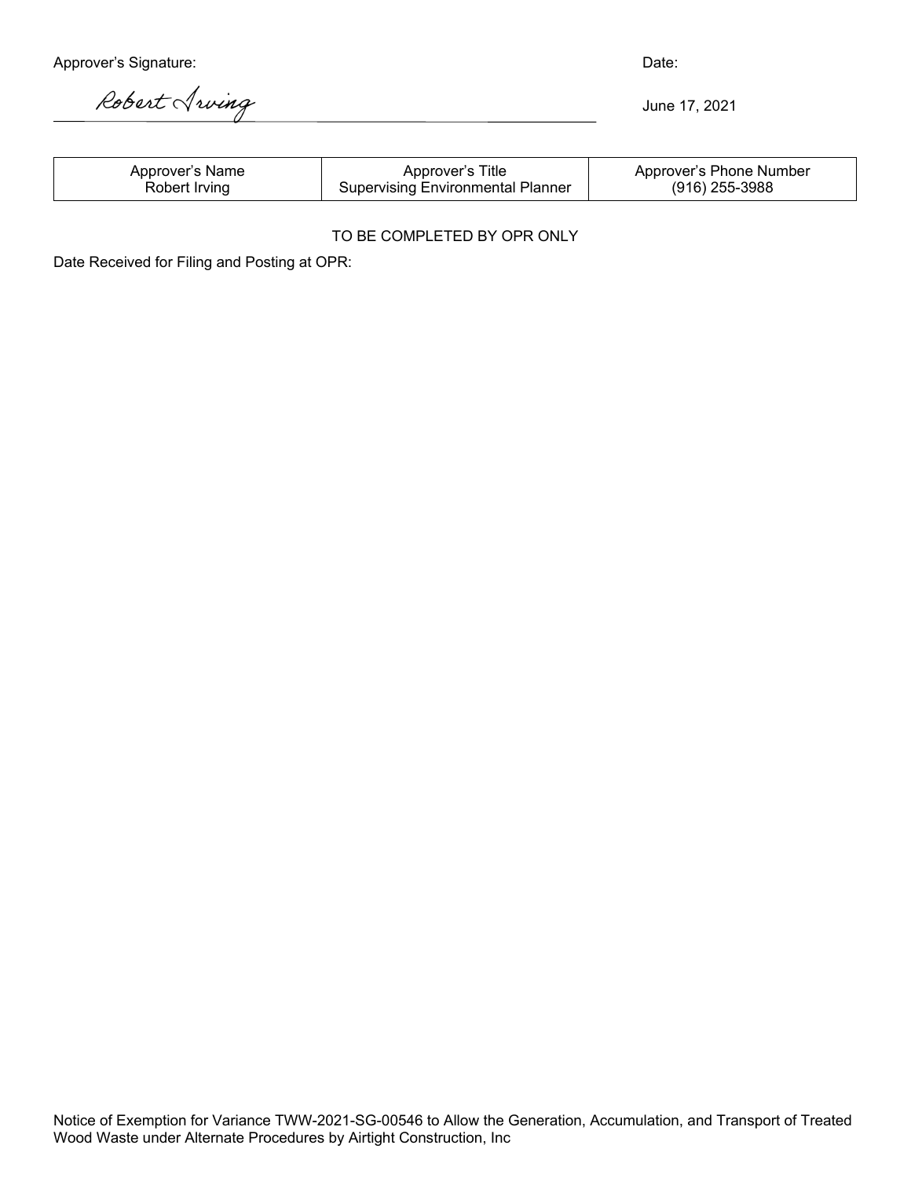Approver's Signature:

Robert Irving

Date:

June 17, 2021

| Approver's Name | Approver's Title | Approver's Phone Number |
| --- | --- | --- |
| Robert Irving | Supervising Environmental Planner | (916) 255-3988 |

TO BE COMPLETED BY OPR ONLY

Date Received for Filing and Posting at OPR: